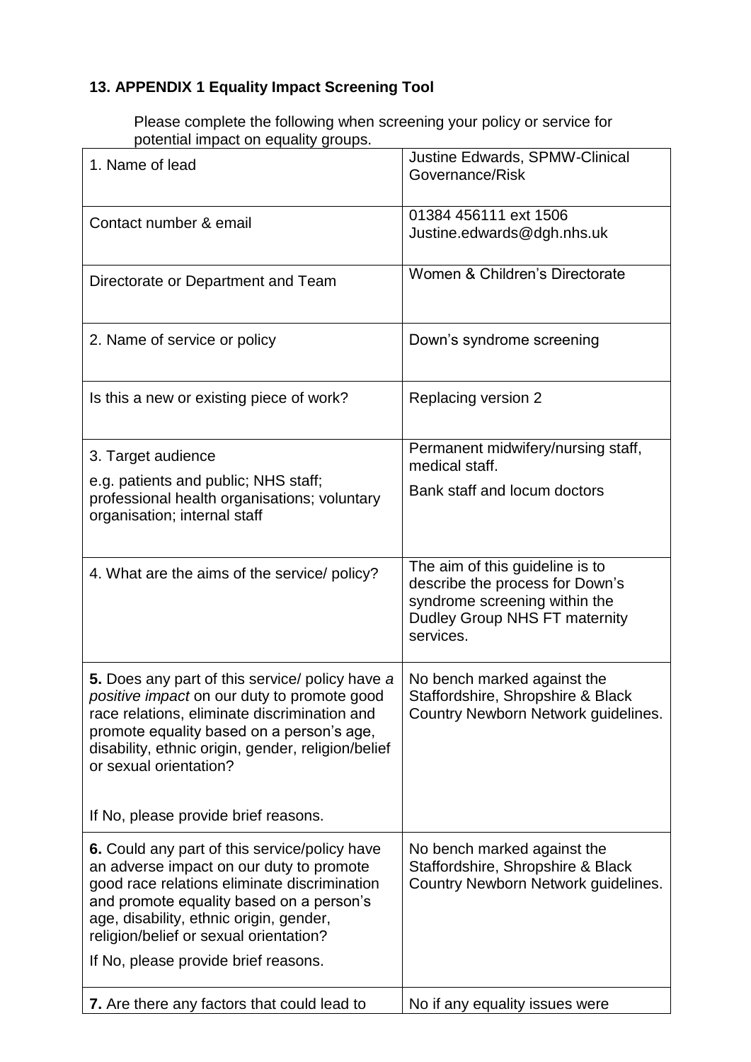## 13. APPENDIX 1 Equality Impact Screening Tool

Please complete the following when screening your policy or service for potential impact on equality groups.

| | |
|---|---|
| 1. Name of lead | Justine Edwards, SPMW-Clinical Governance/Risk |
| Contact number & email | 01384 456111 ext 1506<br>Justine.edwards@dgh.nhs.uk |
| Directorate or Department and Team | Women & Children's Directorate |
| 2. Name of service or policy | Down's syndrome screening |
| Is this a new or existing piece of work? | Replacing version 2 |
| 3. Target audience<br>e.g. patients and public; NHS staff; professional health organisations; voluntary organisation; internal staff | Permanent midwifery/nursing staff, medical staff.<br>Bank staff and locum doctors |
| 4. What are the aims of the service/ policy? | The aim of this guideline is to describe the process for Down's syndrome screening within the Dudley Group NHS FT maternity services. |
| **5.** Does any part of this service/ policy have *a positive impact* on our duty to promote good race relations, eliminate discrimination and promote equality based on a person's age, disability, ethnic origin, gender, religion/belief or sexual orientation?<br><br>If No, please provide brief reasons. | No bench marked against the Staffordshire, Shropshire & Black Country Newborn Network guidelines. |
| **6.** Could any part of this service/policy have an adverse impact on our duty to promote good race relations eliminate discrimination and promote equality based on a person's age, disability, ethnic origin, gender, religion/belief or sexual orientation?<br>If No, please provide brief reasons. | No bench marked against the Staffordshire, Shropshire & Black Country Newborn Network guidelines. |
| **7.** Are there any factors that could lead to | No if any equality issues were |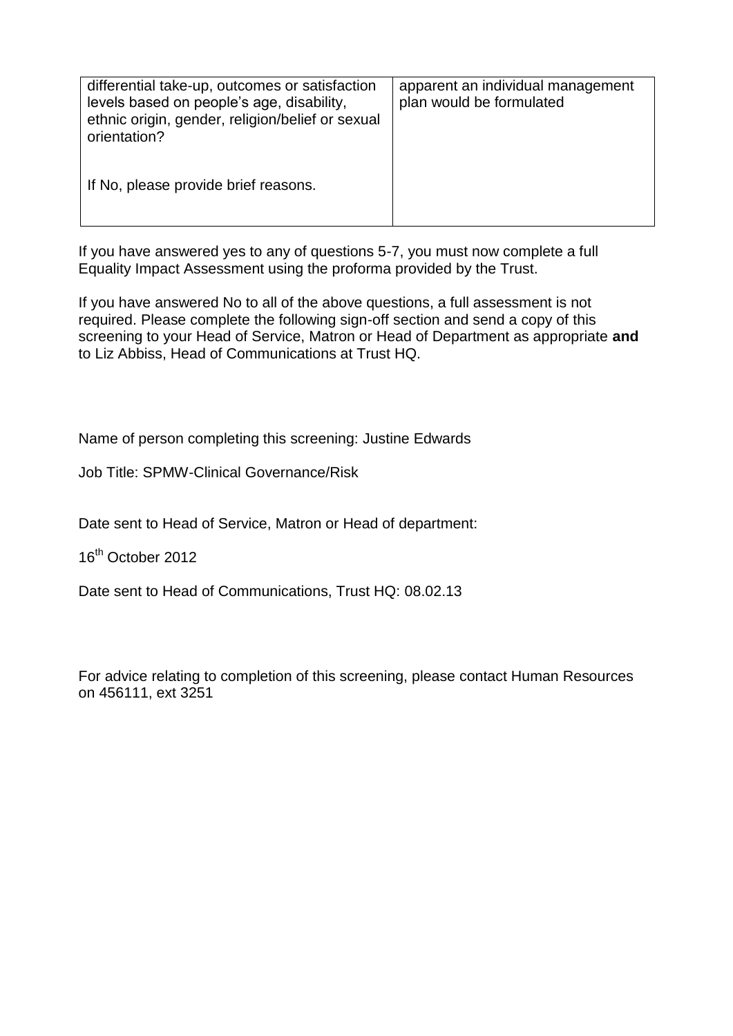| | |
|---|---|
| differential take-up, outcomes or satisfaction levels based on people's age, disability, ethnic origin, gender, religion/belief or sexual orientation?<br><br>If No, please provide brief reasons. | apparent an individual management plan would be formulated |

If you have answered yes to any of questions 5-7, you must now complete a full Equality Impact Assessment using the proforma provided by the Trust.

If you have answered No to all of the above questions, a full assessment is not required. Please complete the following sign-off section and send a copy of this screening to your Head of Service, Matron or Head of Department as appropriate **and** to Liz Abbiss, Head of Communications at Trust HQ.

Name of person completing this screening: Justine Edwards

Job Title: SPMW-Clinical Governance/Risk

Date sent to Head of Service, Matron or Head of department:

16th October 2012

Date sent to Head of Communications, Trust HQ: 08.02.13

For advice relating to completion of this screening, please contact Human Resources on 456111, ext 3251